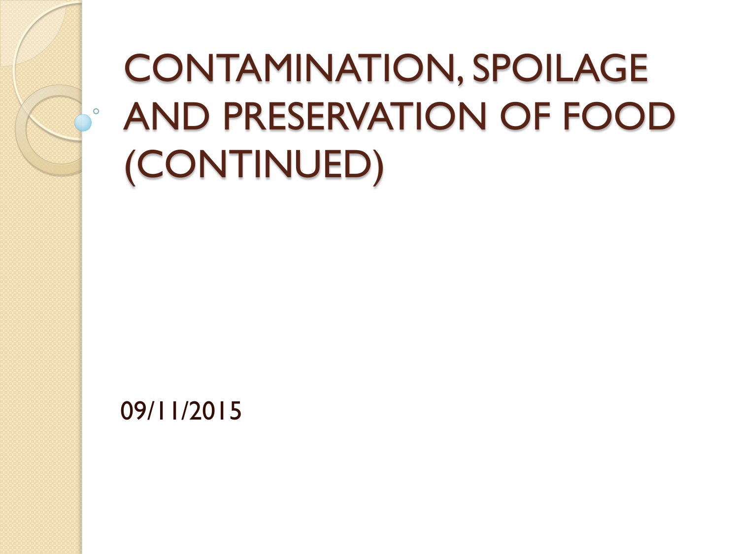# CONTAMINATION, SPOILAGE AND PRESERVATION OF FOOD (CONTINUED)

09/11/2015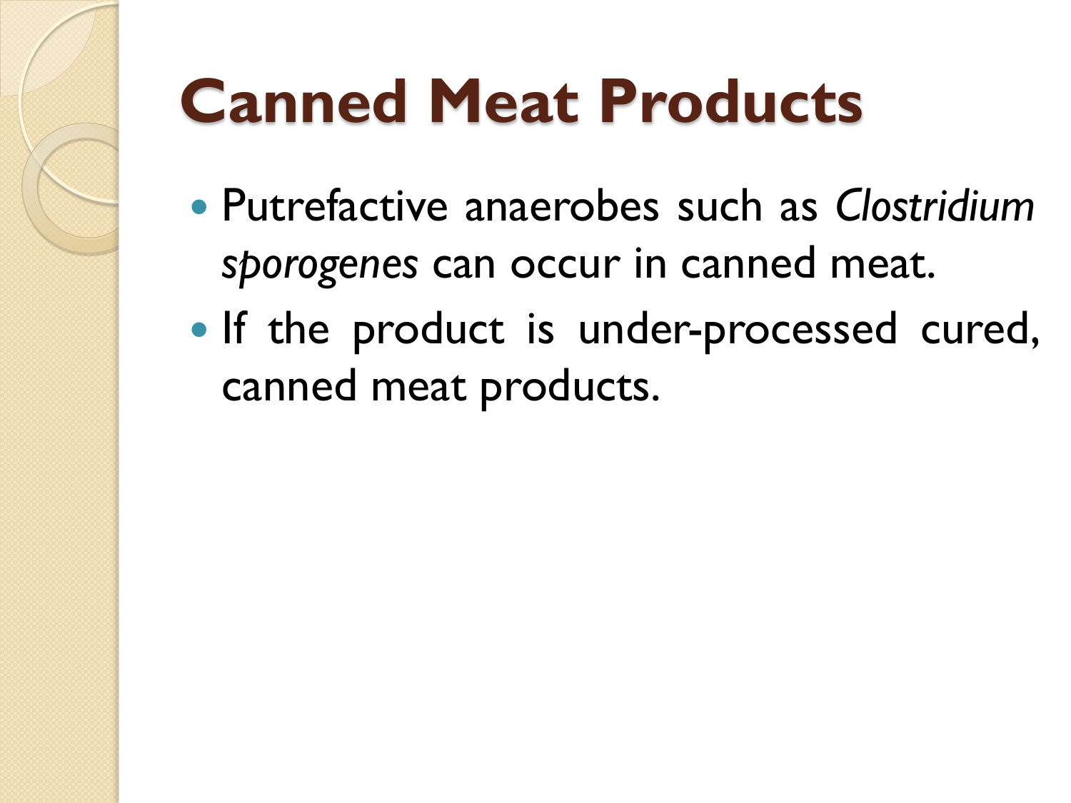# Canned Meat Products

- Putrefactive anaerobes such as *Clostridium sporogenes* can occur in canned meat.
- If the product is under-processed cured, canned meat products.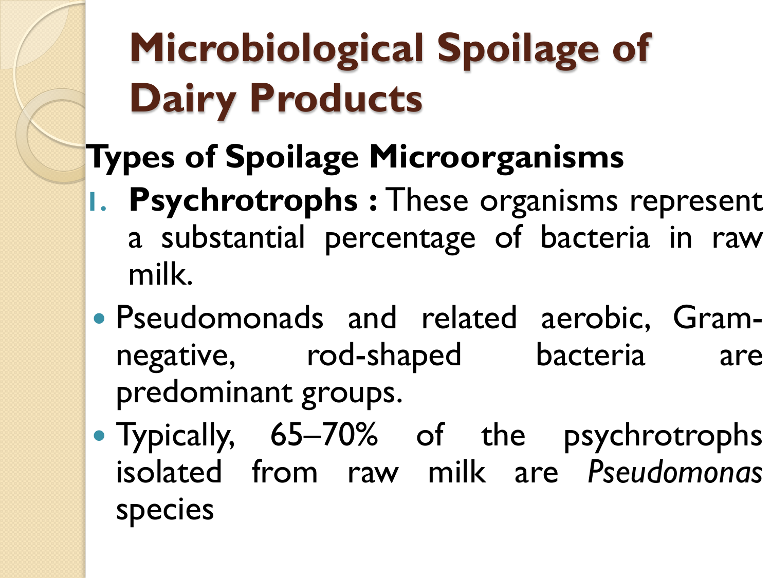# Microbiological Spoilage of Dairy Products

## Types of Spoilage Microorganisms

1. **Psychrotrophs :** These organisms represent a substantial percentage of bacteria in raw milk.

- Pseudomonads and related aerobic, Gram-negative, rod-shaped bacteria are predominant groups.
- Typically, 65–70% of the psychrotrophs isolated from raw milk are *Pseudomonas* species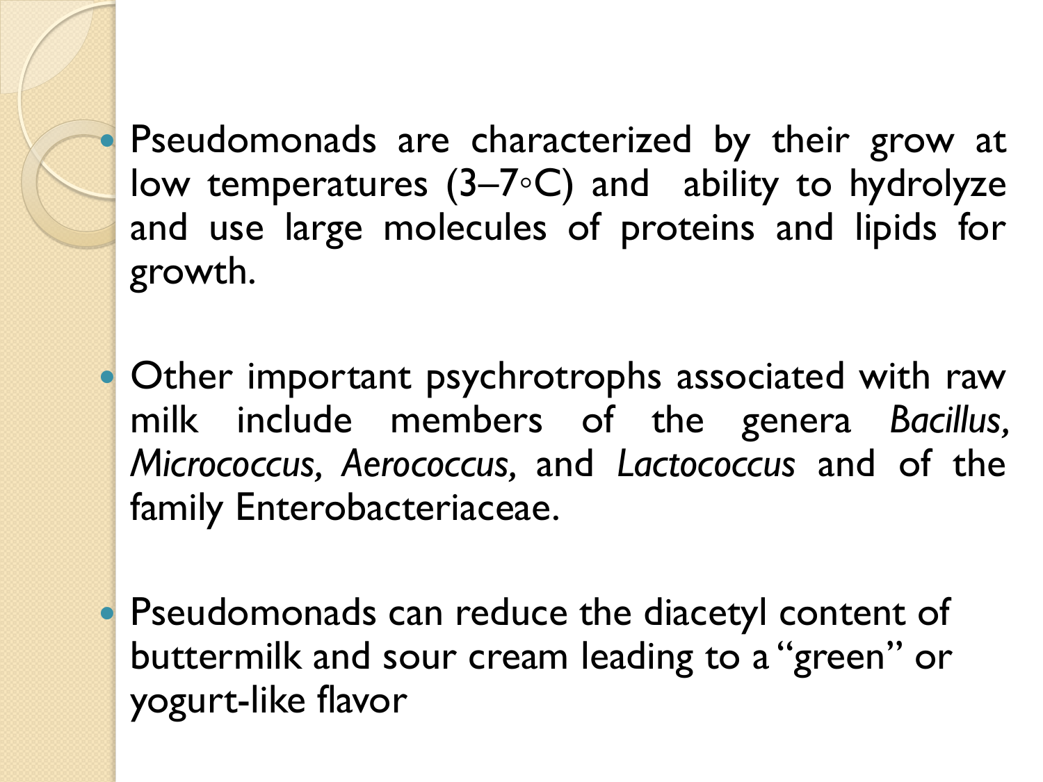- Pseudomonads are characterized by their grow at low temperatures (3–7◦C) and ability to hydrolyze and use large molecules of proteins and lipids for growth.

- Other important psychrotrophs associated with raw milk include members of the genera *Bacillus, Micrococcus, Aerococcus,* and *Lactococcus* and of the family Enterobacteriaceae.

- Pseudomonads can reduce the diacetyl content of buttermilk and sour cream leading to a "green" or yogurt-like flavor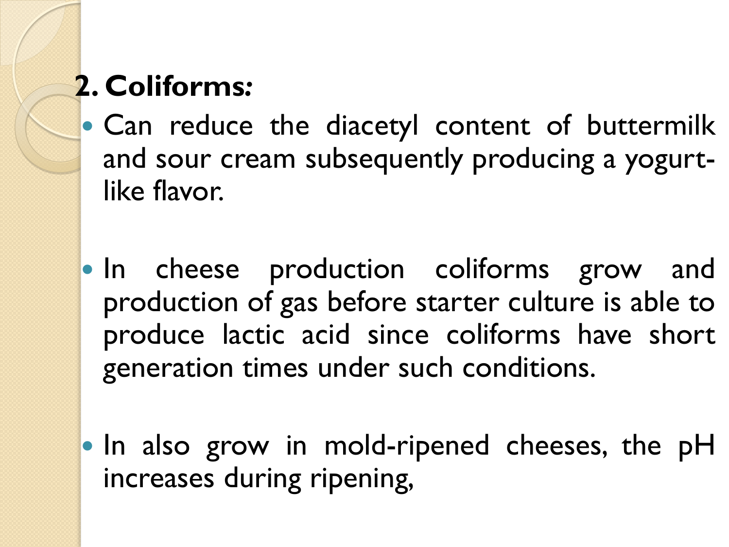## 2. Coliforms:

- Can reduce the diacetyl content of buttermilk and sour cream subsequently producing a yogurt-like flavor.

- In cheese production coliforms grow and production of gas before starter culture is able to produce lactic acid since coliforms have short generation times under such conditions.

- In also grow in mold-ripened cheeses, the pH increases during ripening,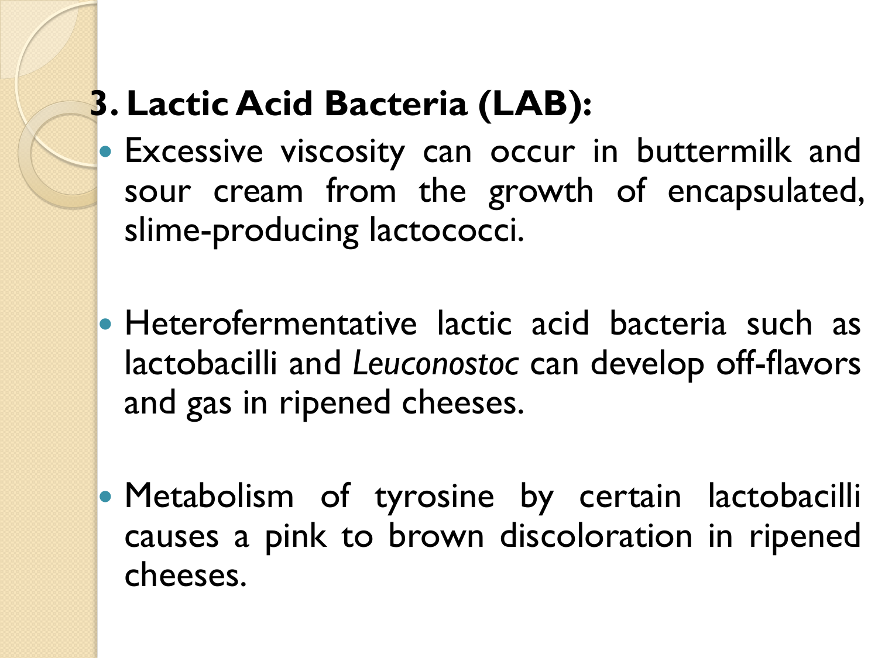### 3. Lactic Acid Bacteria (LAB):

- Excessive viscosity can occur in buttermilk and sour cream from the growth of encapsulated, slime-producing lactococci.

- Heterofermentative lactic acid bacteria such as lactobacilli and *Leuconostoc* can develop off-flavors and gas in ripened cheeses.

- Metabolism of tyrosine by certain lactobacilli causes a pink to brown discoloration in ripened cheeses.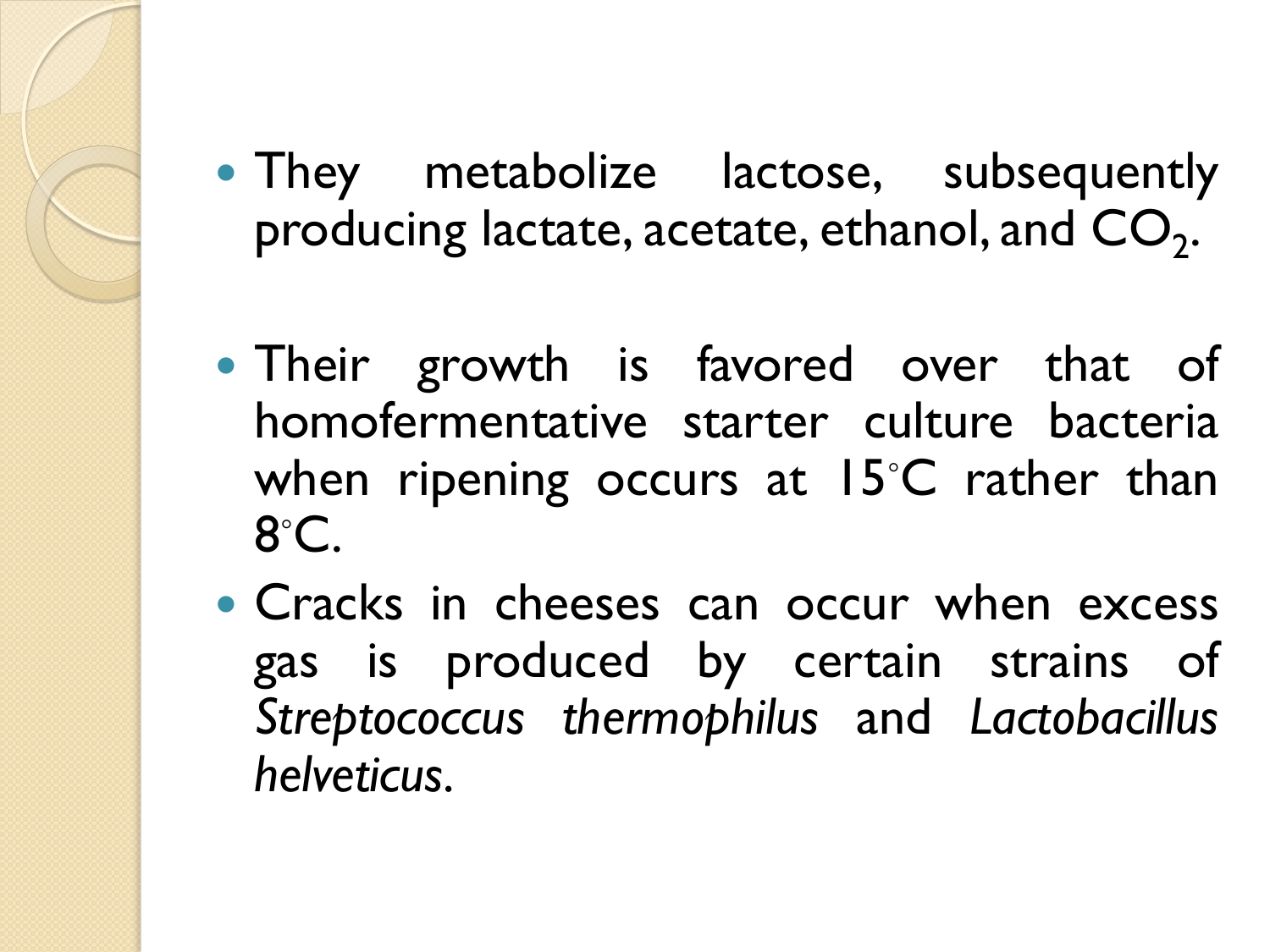- They metabolize lactose, subsequently producing lactate, acetate, ethanol, and $CO_2$.

- Their growth is favored over that of homofermentative starter culture bacteria when ripening occurs at 15°C rather than 8°C.
- Cracks in cheeses can occur when excess gas is produced by certain strains of *Streptococcus thermophilus* and *Lactobacillus helveticus*.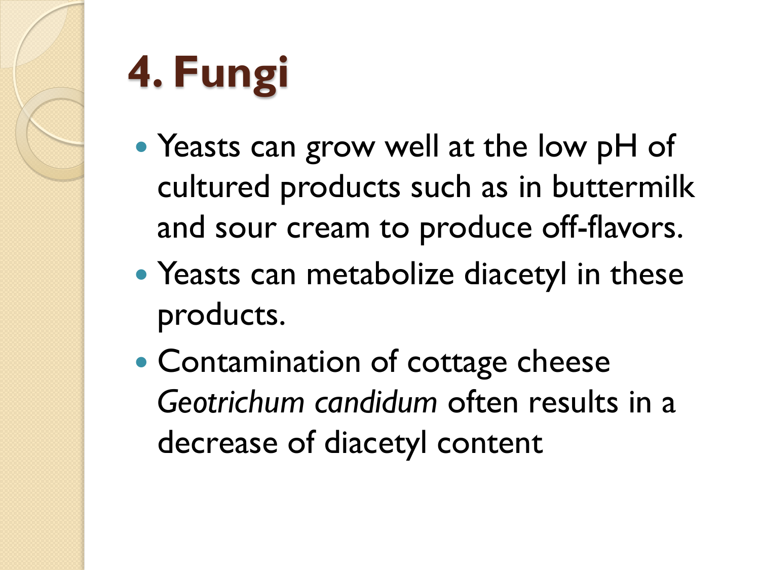# 4. Fungi

- Yeasts can grow well at the low pH of cultured products such as in buttermilk and sour cream to produce off-flavors.
- Yeasts can metabolize diacetyl in these products.
- Contamination of cottage cheese *Geotrichum candidum* often results in a decrease of diacetyl content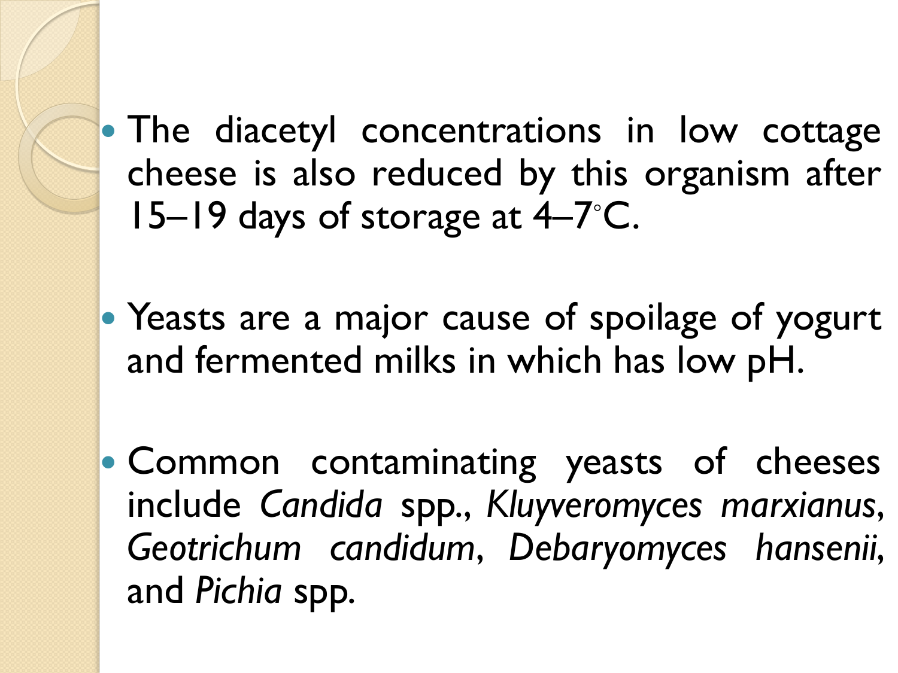- The diacetyl concentrations in low cottage cheese is also reduced by this organism after 15–19 days of storage at 4–7°C.

- Yeasts are a major cause of spoilage of yogurt and fermented milks in which has low pH.

- Common contaminating yeasts of cheeses include *Candida* spp., *Kluyveromyces marxianus*, *Geotrichum candidum*, *Debaryomyces hansenii*, and *Pichia* spp.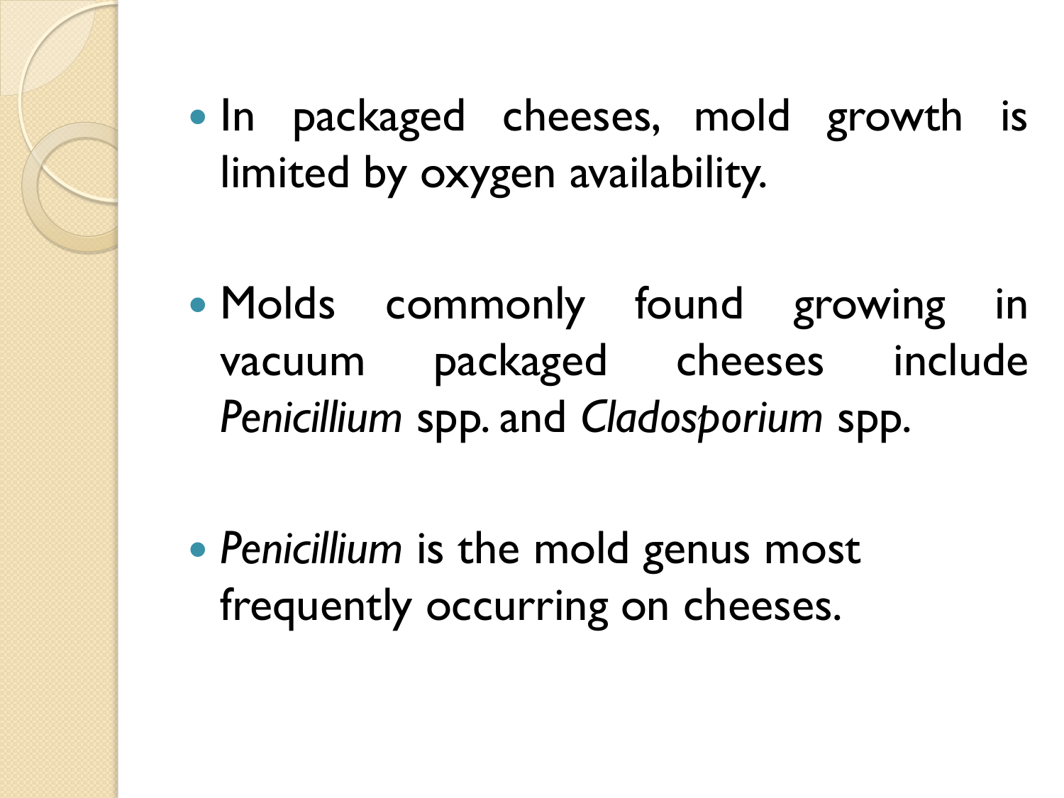- In packaged cheeses, mold growth is limited by oxygen availability.

- Molds commonly found growing in vacuum packaged cheeses include *Penicillium* spp. and *Cladosporium* spp.

- *Penicillium* is the mold genus most frequently occurring on cheeses.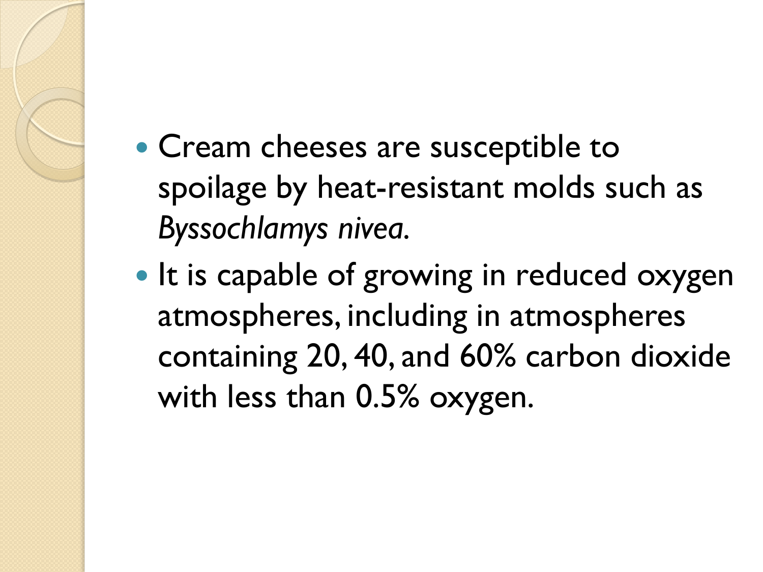- Cream cheeses are susceptible to spoilage by heat-resistant molds such as *Byssochlamys nivea.*
- It is capable of growing in reduced oxygen atmospheres, including in atmospheres containing 20, 40, and 60% carbon dioxide with less than 0.5% oxygen.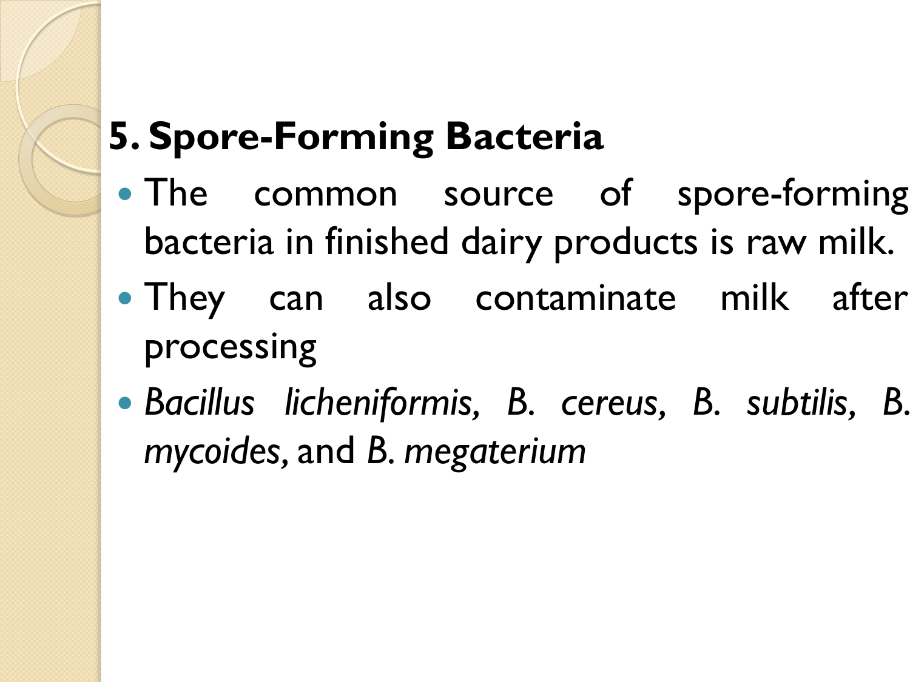## 5. Spore-Forming Bacteria

- The common source of spore-forming bacteria in finished dairy products is raw milk.
- They can also contaminate milk after processing
- *Bacillus licheniformis, B. cereus, B. subtilis, B. mycoides,* and *B. megaterium*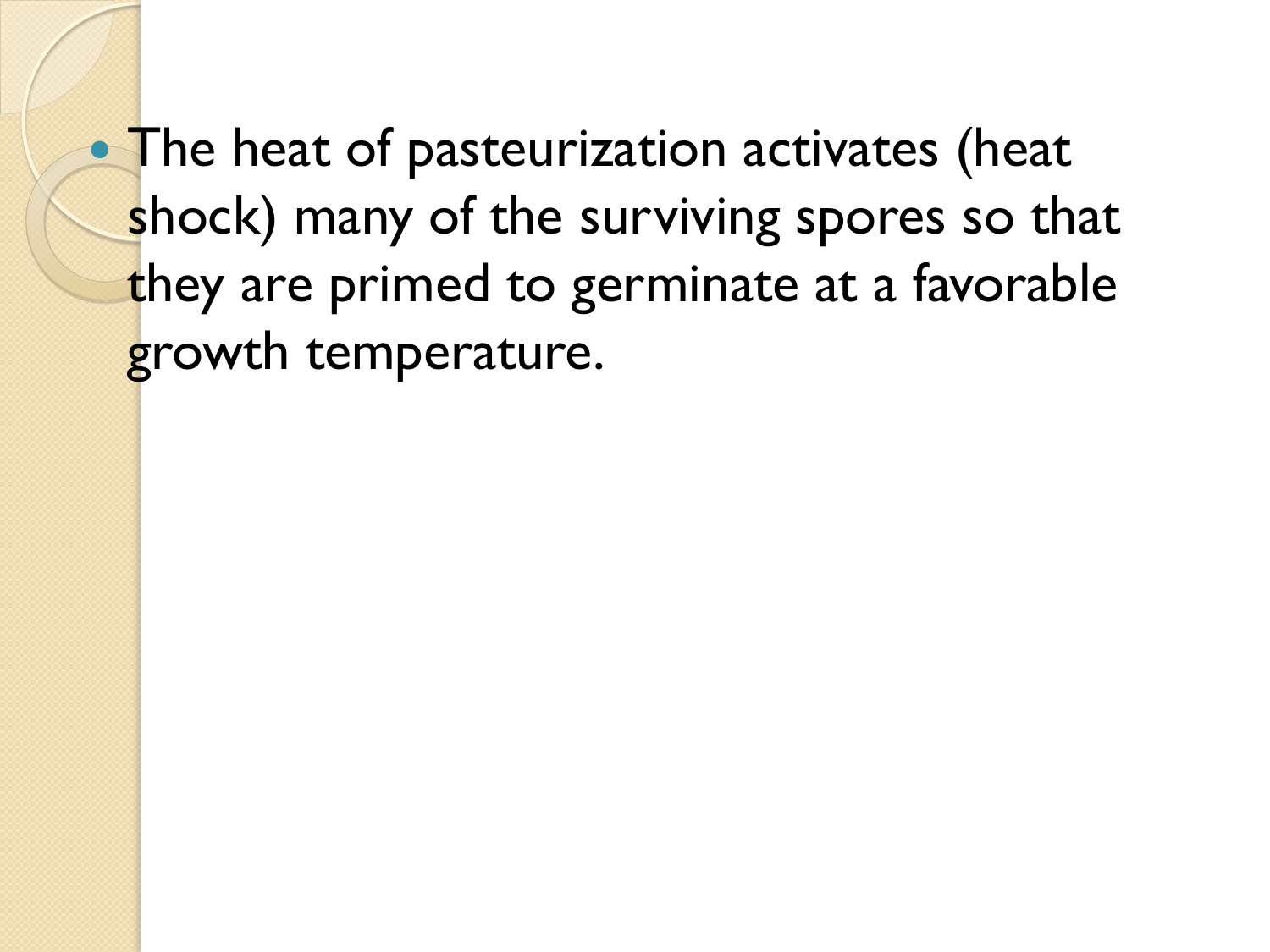- The heat of pasteurization activates (heat shock) many of the surviving spores so that they are primed to germinate at a favorable growth temperature.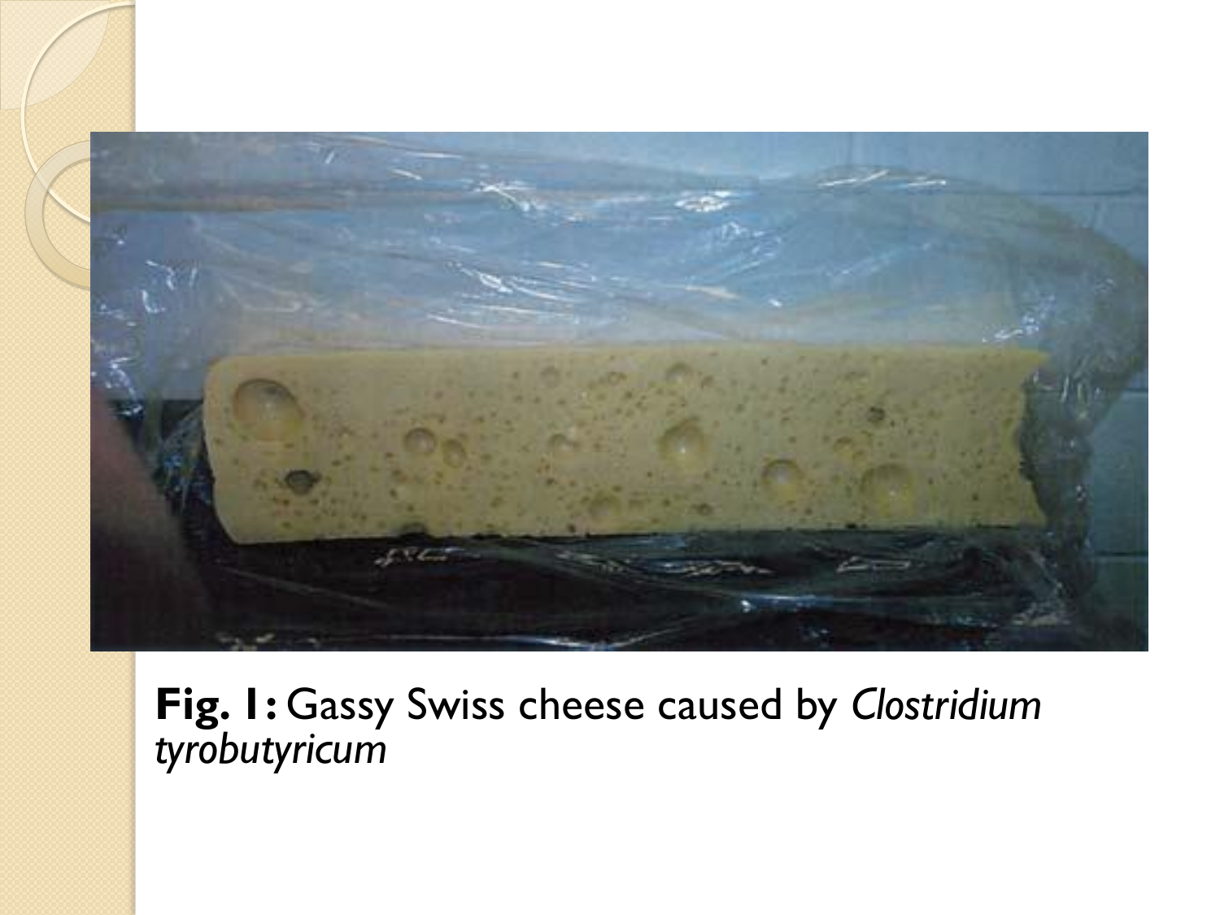**Fig. 1:** Gassy Swiss cheese caused by *Clostridium tyrobutyricum*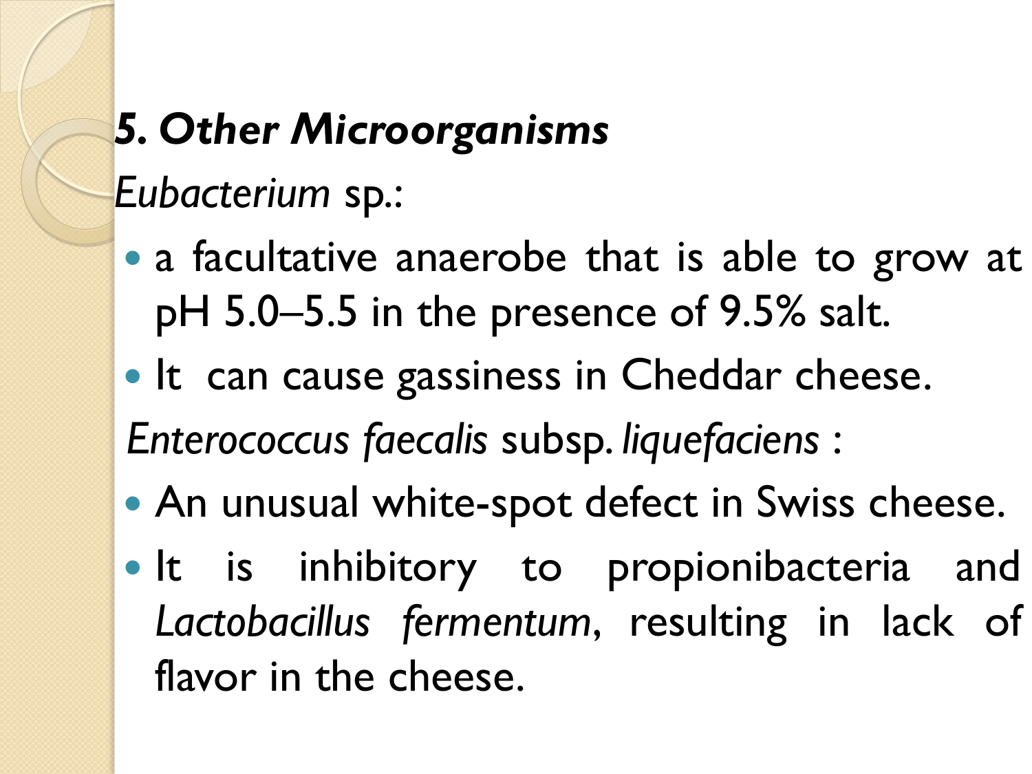### *5. Other Microorganisms*

*Eubacterium* sp.:

- a facultative anaerobe that is able to grow at pH 5.0–5.5 in the presence of 9.5% salt.
- It can cause gassiness in Cheddar cheese.

*Enterococcus faecalis* subsp. *liquefaciens* :

- An unusual white-spot defect in Swiss cheese.
- It is inhibitory to propionibacteria and *Lactobacillus fermentum*, resulting in lack of flavor in the cheese.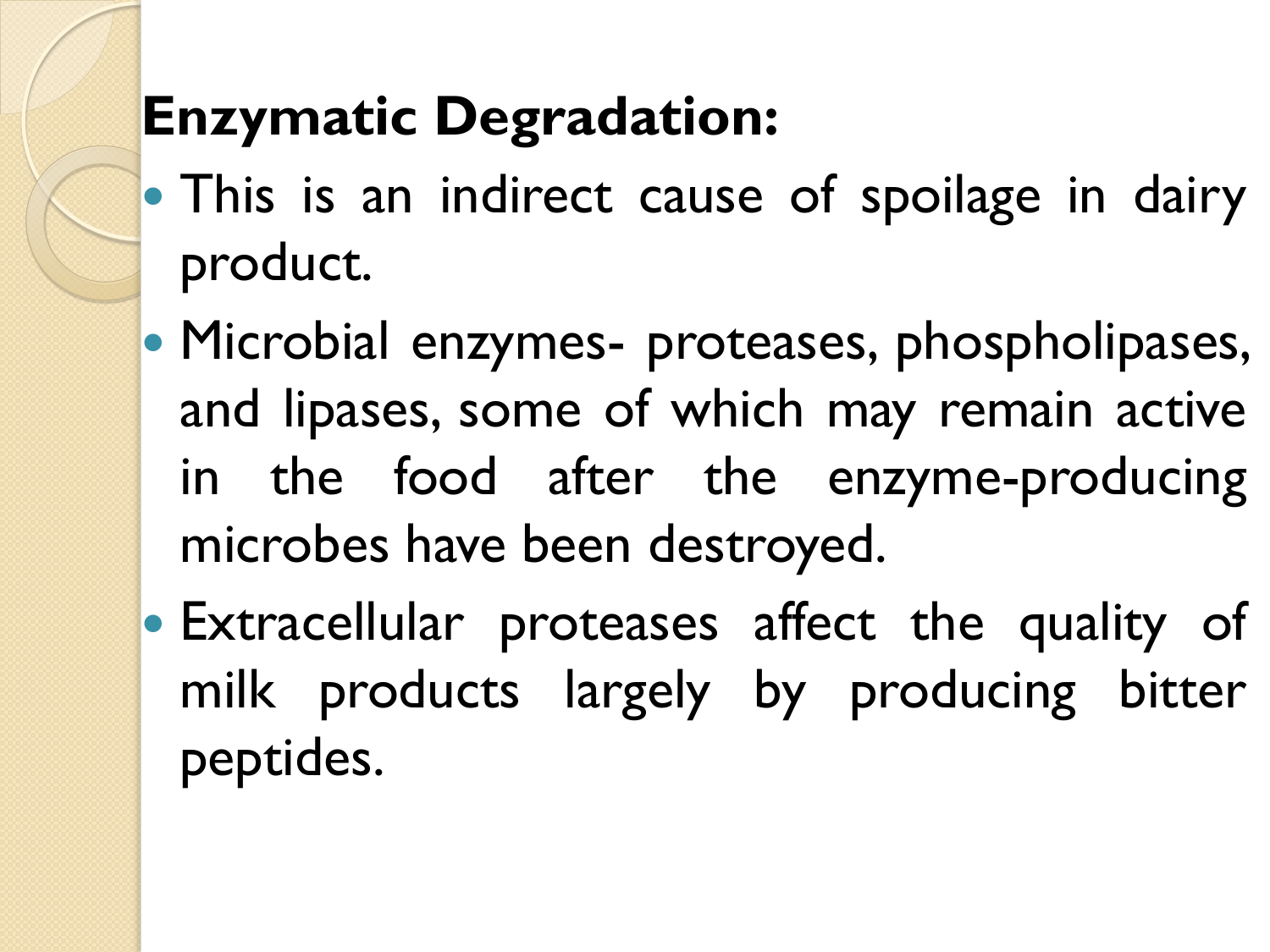**Enzymatic Degradation:**

- This is an indirect cause of spoilage in dairy product.
- Microbial enzymes- proteases, phospholipases, and lipases, some of which may remain active in the food after the enzyme-producing microbes have been destroyed.
- Extracellular proteases affect the quality of milk products largely by producing bitter peptides.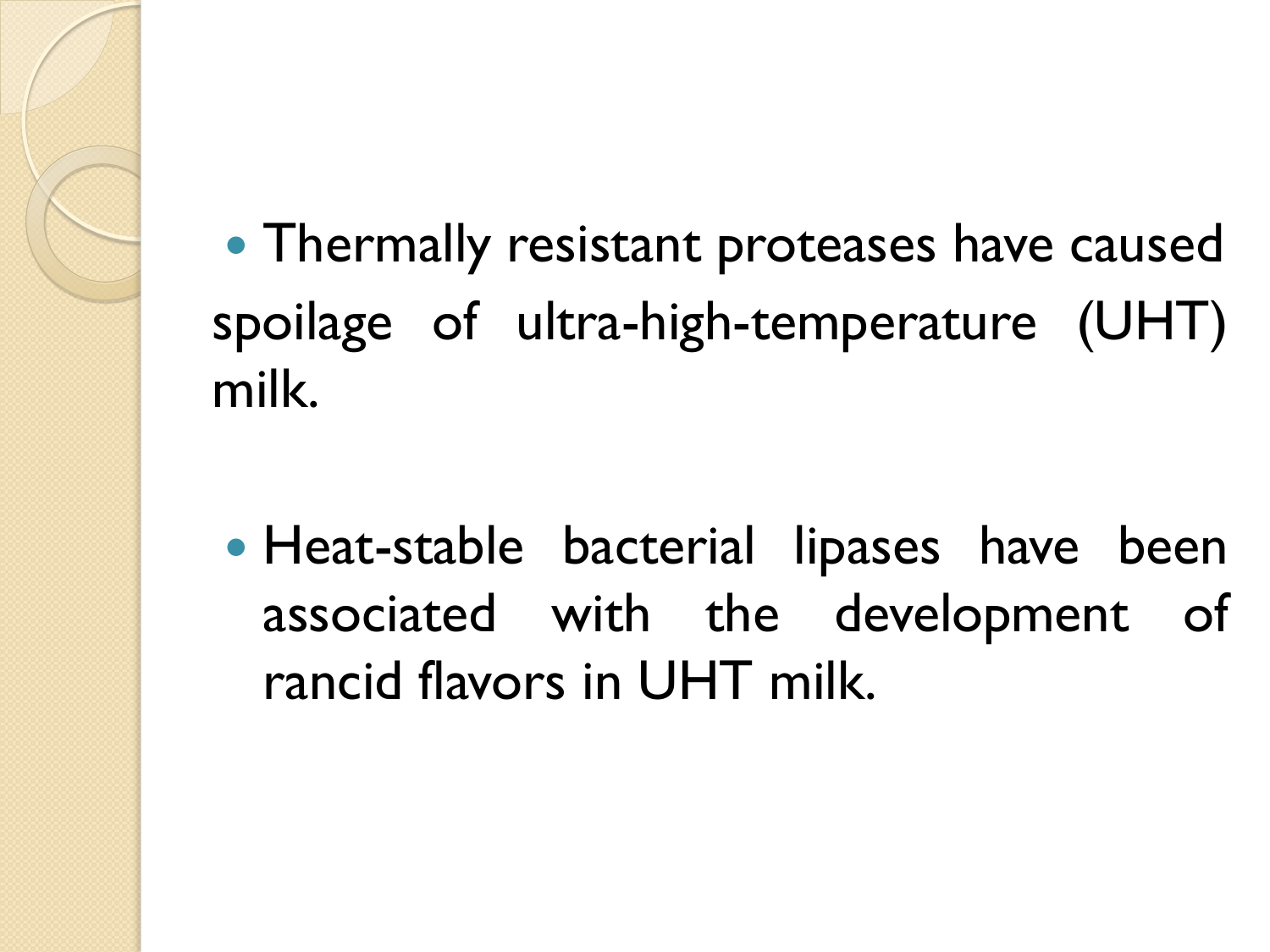- Thermally resistant proteases have caused spoilage of ultra-high-temperature (UHT) milk.

- Heat-stable bacterial lipases have been associated with the development of rancid flavors in UHT milk.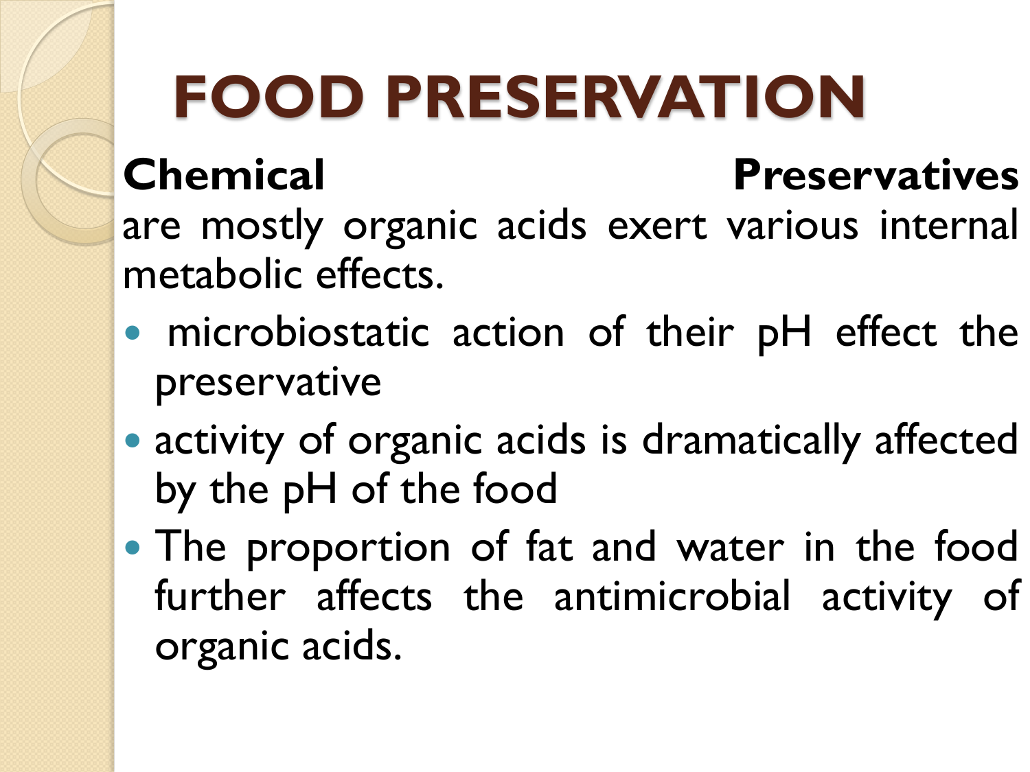# FOOD PRESERVATION

**Chemical Preservatives** are mostly organic acids exert various internal metabolic effects.

- microbiostatic action of their pH effect the preservative
- activity of organic acids is dramatically affected by the pH of the food
- The proportion of fat and water in the food further affects the antimicrobial activity of organic acids.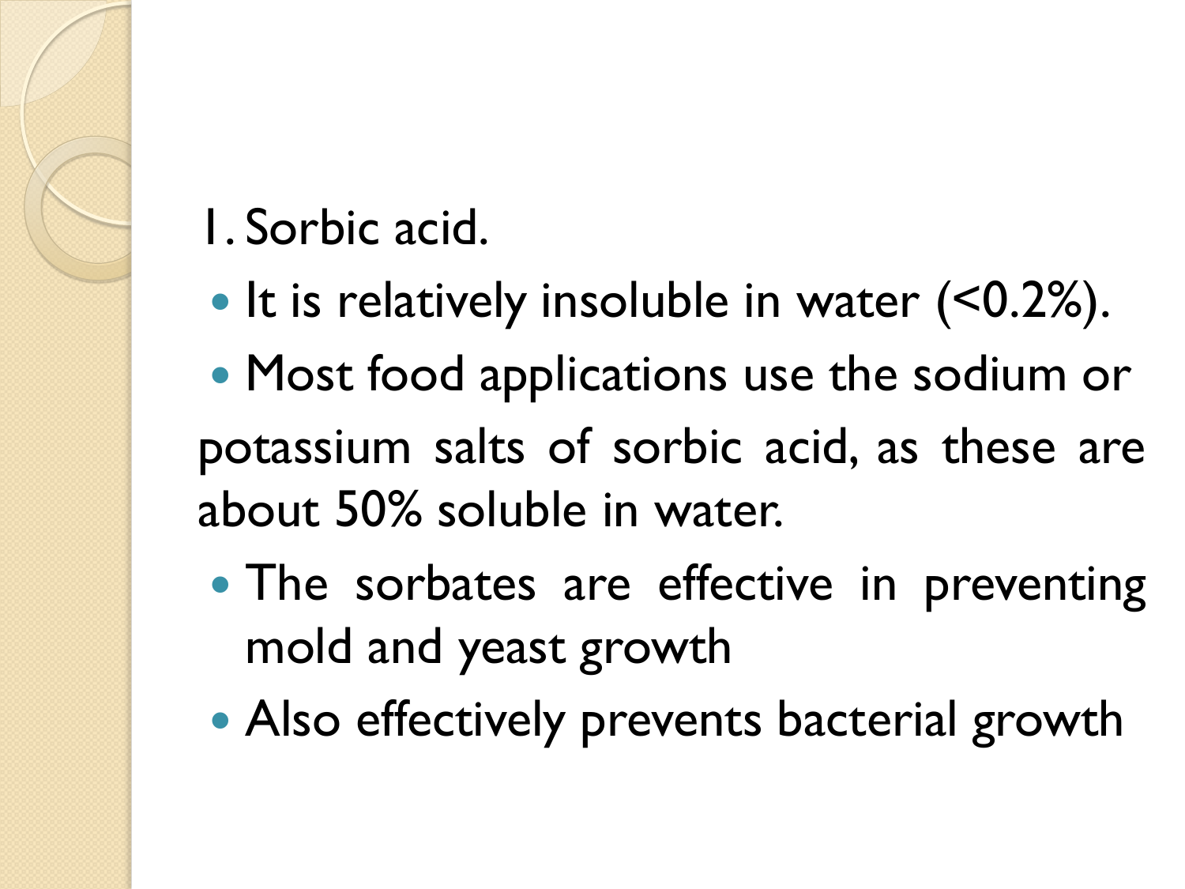1. Sorbic acid.

- It is relatively insoluble in water (<0.2%).
- Most food applications use the sodium or potassium salts of sorbic acid, as these are about 50% soluble in water.
- The sorbates are effective in preventing mold and yeast growth
- Also effectively prevents bacterial growth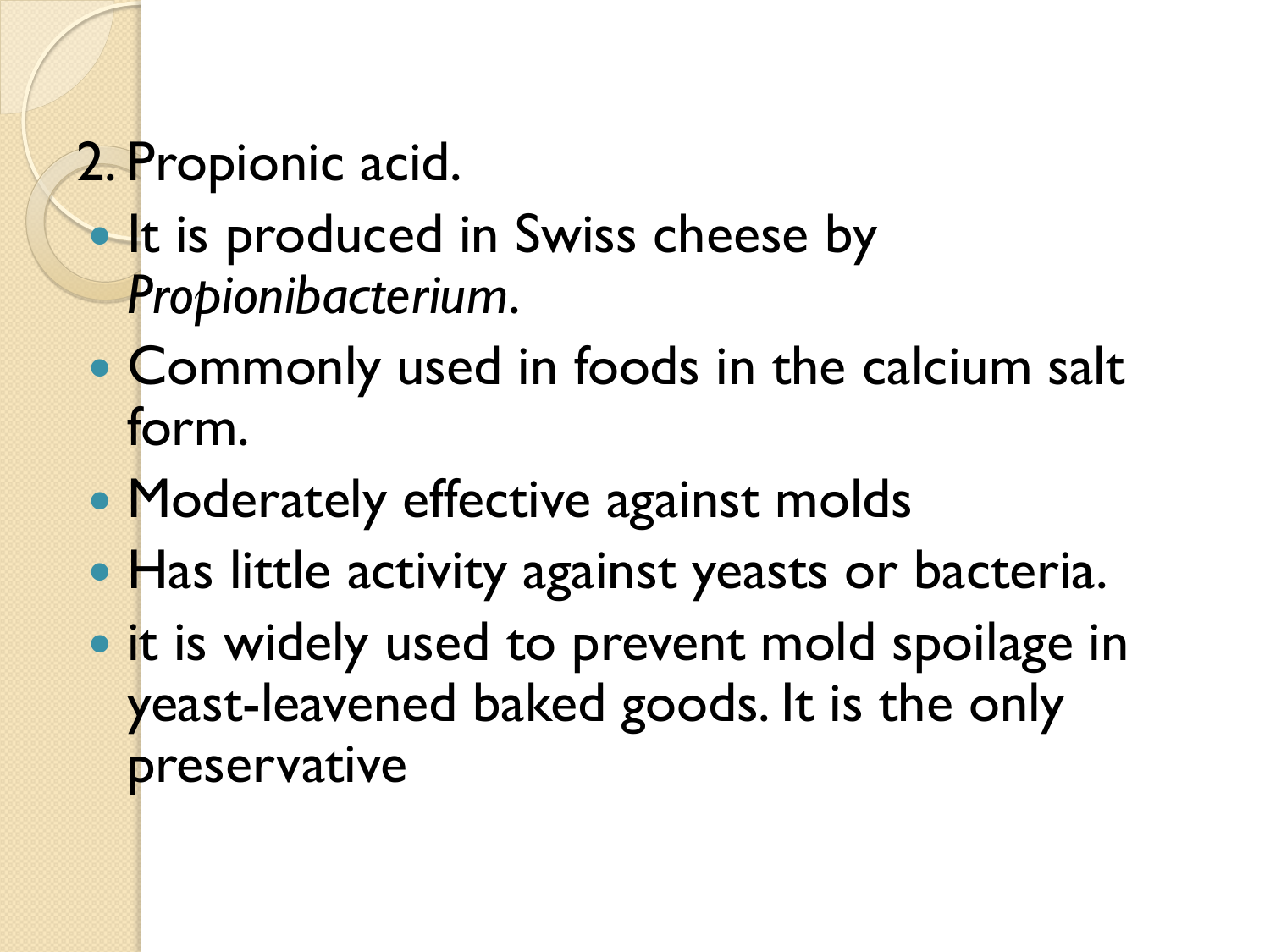2. Propionic acid.

- It is produced in Swiss cheese by *Propionibacterium*.
- Commonly used in foods in the calcium salt form.
- Moderately effective against molds
- Has little activity against yeasts or bacteria.
- it is widely used to prevent mold spoilage in yeast-leavened baked goods. It is the only preservative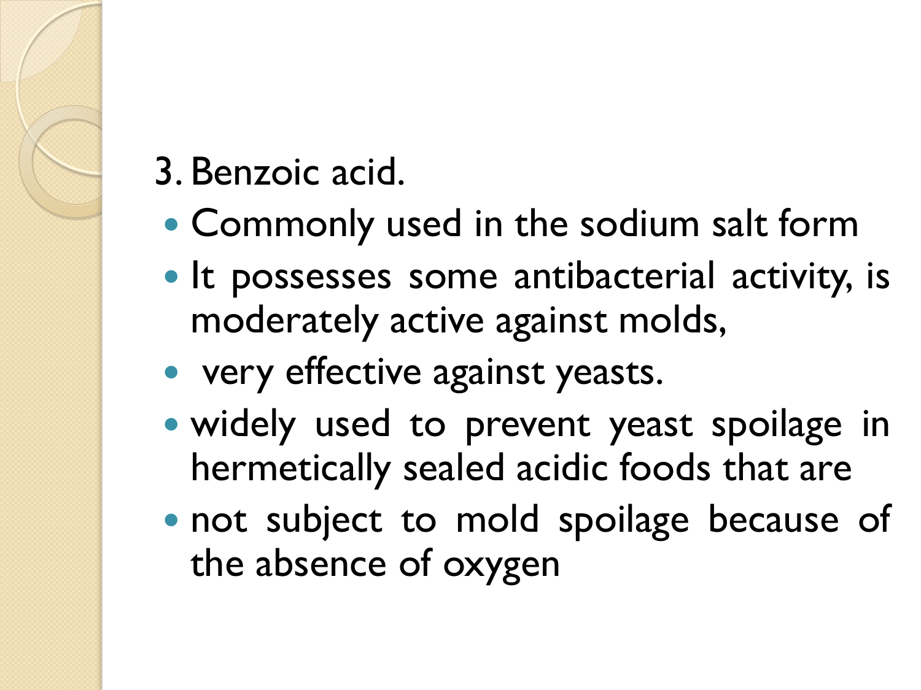3. Benzoic acid.

- Commonly used in the sodium salt form
- It possesses some antibacterial activity, is moderately active against molds,
- very effective against yeasts.
- widely used to prevent yeast spoilage in hermetically sealed acidic foods that are
- not subject to mold spoilage because of the absence of oxygen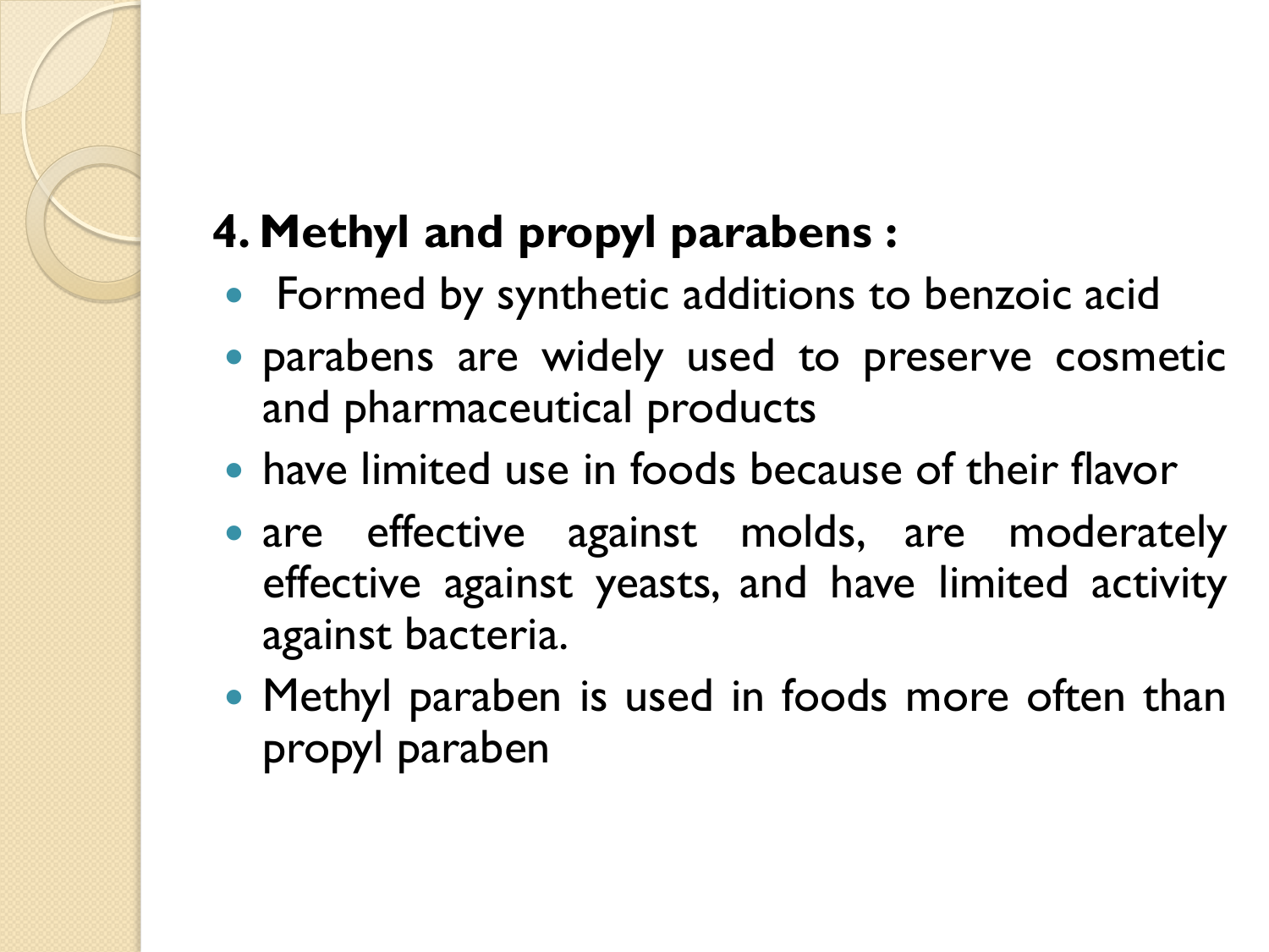**4. Methyl and propyl parabens :**

- Formed by synthetic additions to benzoic acid
- parabens are widely used to preserve cosmetic and pharmaceutical products
- have limited use in foods because of their flavor
- are effective against molds, are moderately effective against yeasts, and have limited activity against bacteria.
- Methyl paraben is used in foods more often than propyl paraben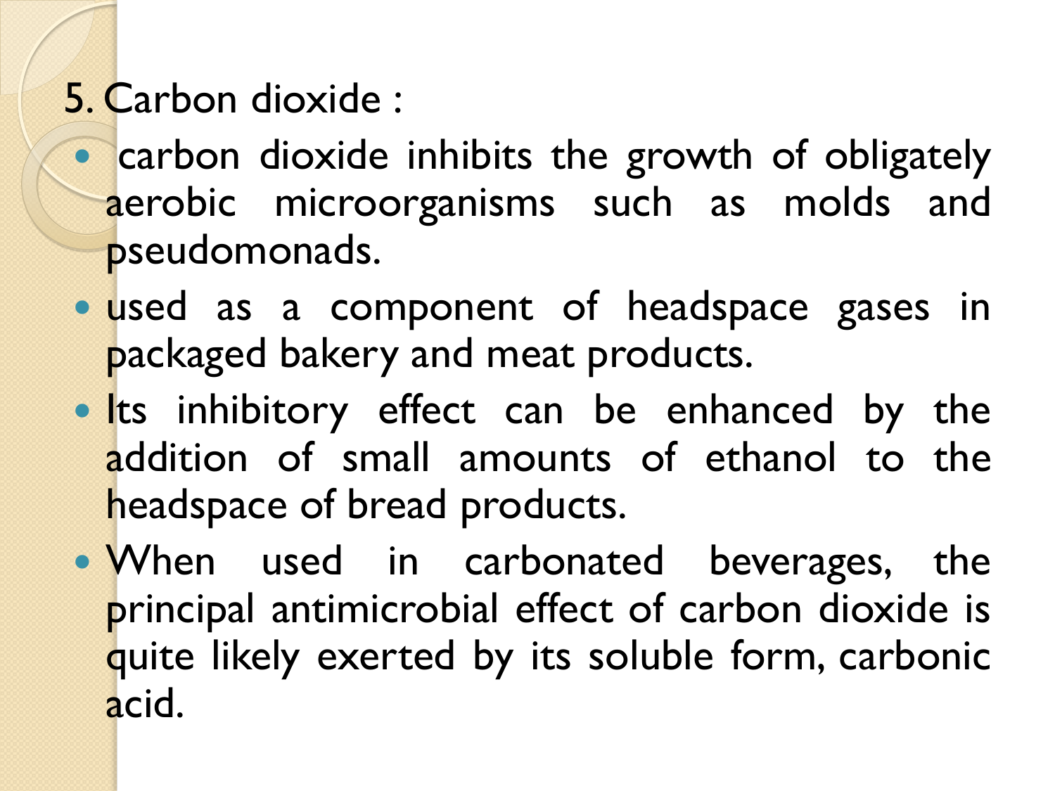5. Carbon dioxide :

- carbon dioxide inhibits the growth of obligately aerobic microorganisms such as molds and pseudomonads.
- used as a component of headspace gases in packaged bakery and meat products.
- Its inhibitory effect can be enhanced by the addition of small amounts of ethanol to the headspace of bread products.
- When used in carbonated beverages, the principal antimicrobial effect of carbon dioxide is quite likely exerted by its soluble form, carbonic acid.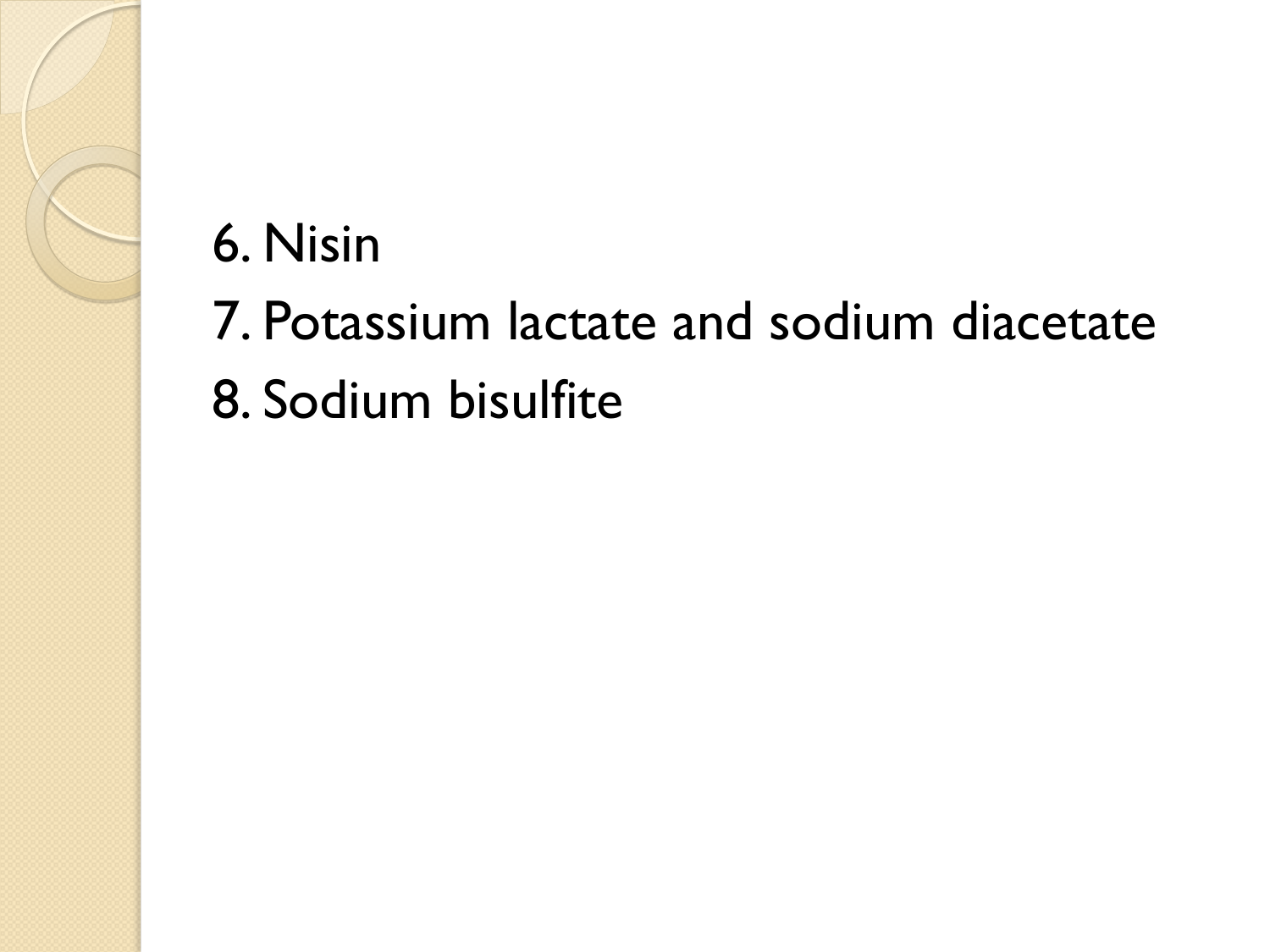6. Nisin
7. Potassium lactate and sodium diacetate
8. Sodium bisulfite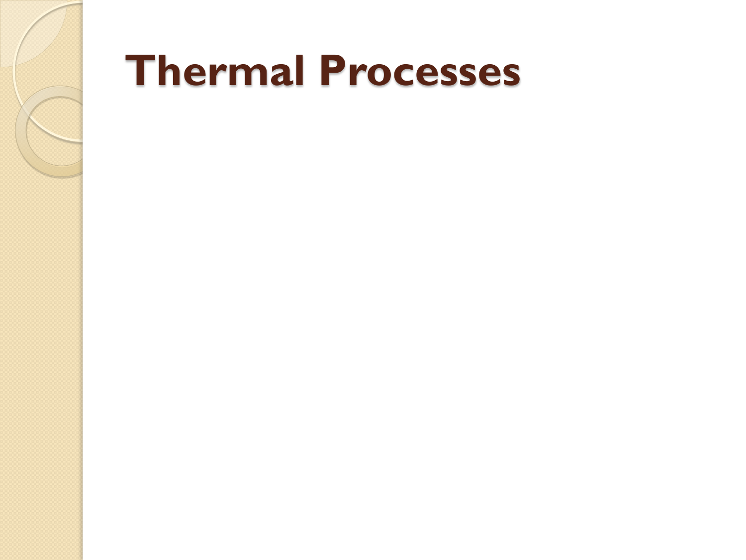# Thermal Processes